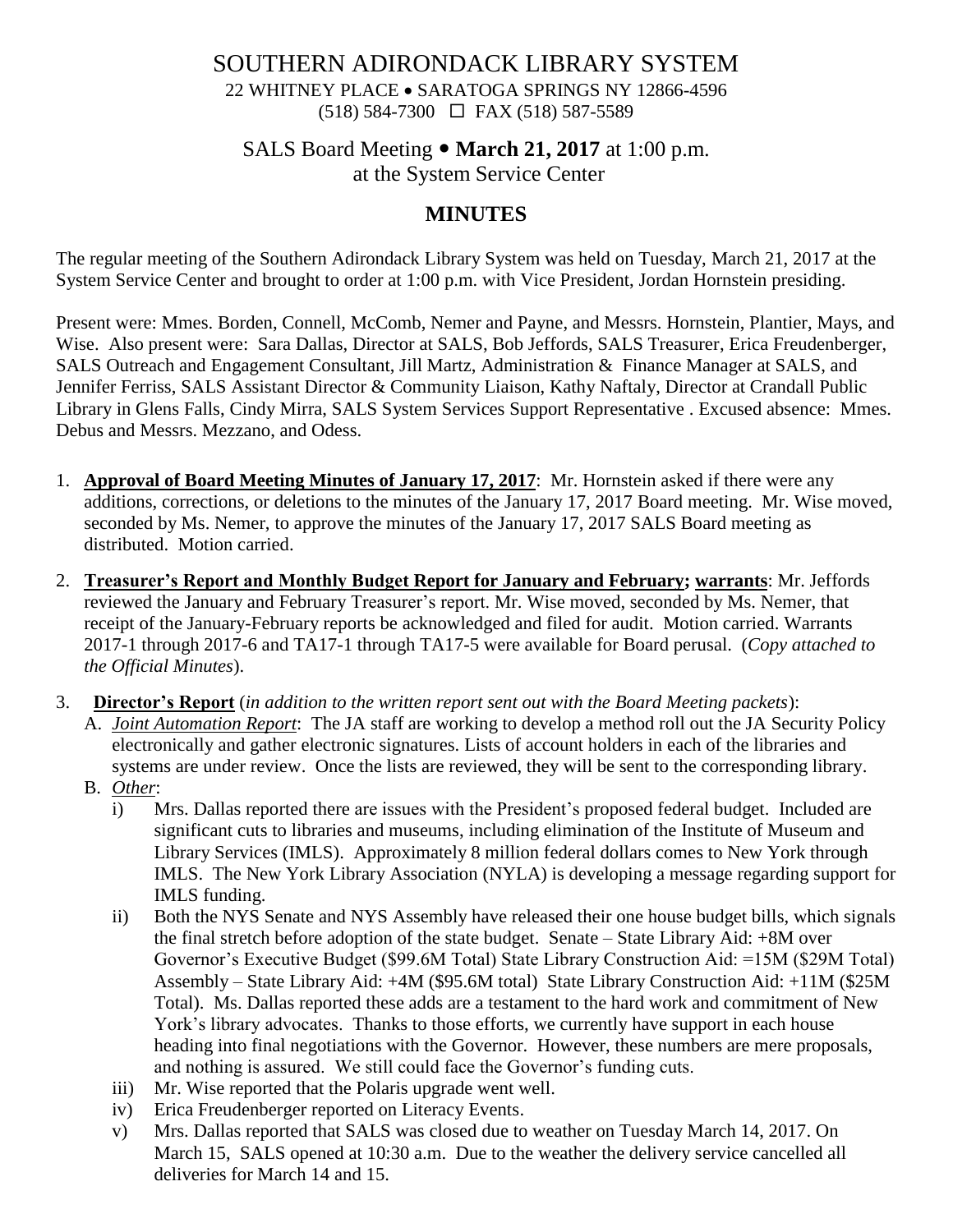# SOUTHERN ADIRONDACK LIBRARY SYSTEM

22 WHITNEY PLACE • SARATOGA SPRINGS NY 12866-4596
(518) 584-7300 ☐ FAX (518) 587-5589

## SALS Board Meeting • **March 21, 2017** at 1:00 p.m.
at the System Service Center

## MINUTES

The regular meeting of the Southern Adirondack Library System was held on Tuesday, March 21, 2017 at the System Service Center and brought to order at 1:00 p.m. with Vice President, Jordan Hornstein presiding.

Present were: Mmes. Borden, Connell, McComb, Nemer and Payne, and Messrs. Hornstein, Plantier, Mays, and Wise. Also present were: Sara Dallas, Director at SALS, Bob Jeffords, SALS Treasurer, Erica Freudenberger, SALS Outreach and Engagement Consultant, Jill Martz, Administration & Finance Manager at SALS, and Jennifer Ferriss, SALS Assistant Director & Community Liaison, Kathy Naftaly, Director at Crandall Public Library in Glens Falls, Cindy Mirra, SALS System Services Support Representative . Excused absence: Mmes. Debus and Messrs. Mezzano, and Odess.

1. **Approval of Board Meeting Minutes of January 17, 2017**: Mr. Hornstein asked if there were any additions, corrections, or deletions to the minutes of the January 17, 2017 Board meeting. Mr. Wise moved, seconded by Ms. Nemer, to approve the minutes of the January 17, 2017 SALS Board meeting as distributed. Motion carried.

2. **Treasurer's Report and Monthly Budget Report for January and February; warrants**: Mr. Jeffords reviewed the January and February Treasurer's report. Mr. Wise moved, seconded by Ms. Nemer, that receipt of the January-February reports be acknowledged and filed for audit. Motion carried. Warrants 2017-1 through 2017-6 and TA17-1 through TA17-5 were available for Board perusal. (*Copy attached to the Official Minutes*).

3. **Director's Report** (*in addition to the written report sent out with the Board Meeting packets*):
   A. *Joint Automation Report*: The JA staff are working to develop a method roll out the JA Security Policy electronically and gather electronic signatures. Lists of account holders in each of the libraries and systems are under review. Once the lists are reviewed, they will be sent to the corresponding library.
   B. *Other*:
      i) Mrs. Dallas reported there are issues with the President's proposed federal budget. Included are significant cuts to libraries and museums, including elimination of the Institute of Museum and Library Services (IMLS). Approximately 8 million federal dollars comes to New York through IMLS. The New York Library Association (NYLA) is developing a message regarding support for IMLS funding.
      ii) Both the NYS Senate and NYS Assembly have released their one house budget bills, which signals the final stretch before adoption of the state budget. Senate – State Library Aid: +8M over Governor's Executive Budget ($99.6M Total) State Library Construction Aid: =15M ($29M Total) Assembly – State Library Aid: +4M ($95.6M total) State Library Construction Aid: +11M ($25M Total). Ms. Dallas reported these adds are a testament to the hard work and commitment of New York's library advocates. Thanks to those efforts, we currently have support in each house heading into final negotiations with the Governor. However, these numbers are mere proposals, and nothing is assured. We still could face the Governor's funding cuts.
      iii) Mr. Wise reported that the Polaris upgrade went well.
      iv) Erica Freudenberger reported on Literacy Events.
      v) Mrs. Dallas reported that SALS was closed due to weather on Tuesday March 14, 2017. On March 15, SALS opened at 10:30 a.m. Due to the weather the delivery service cancelled all deliveries for March 14 and 15.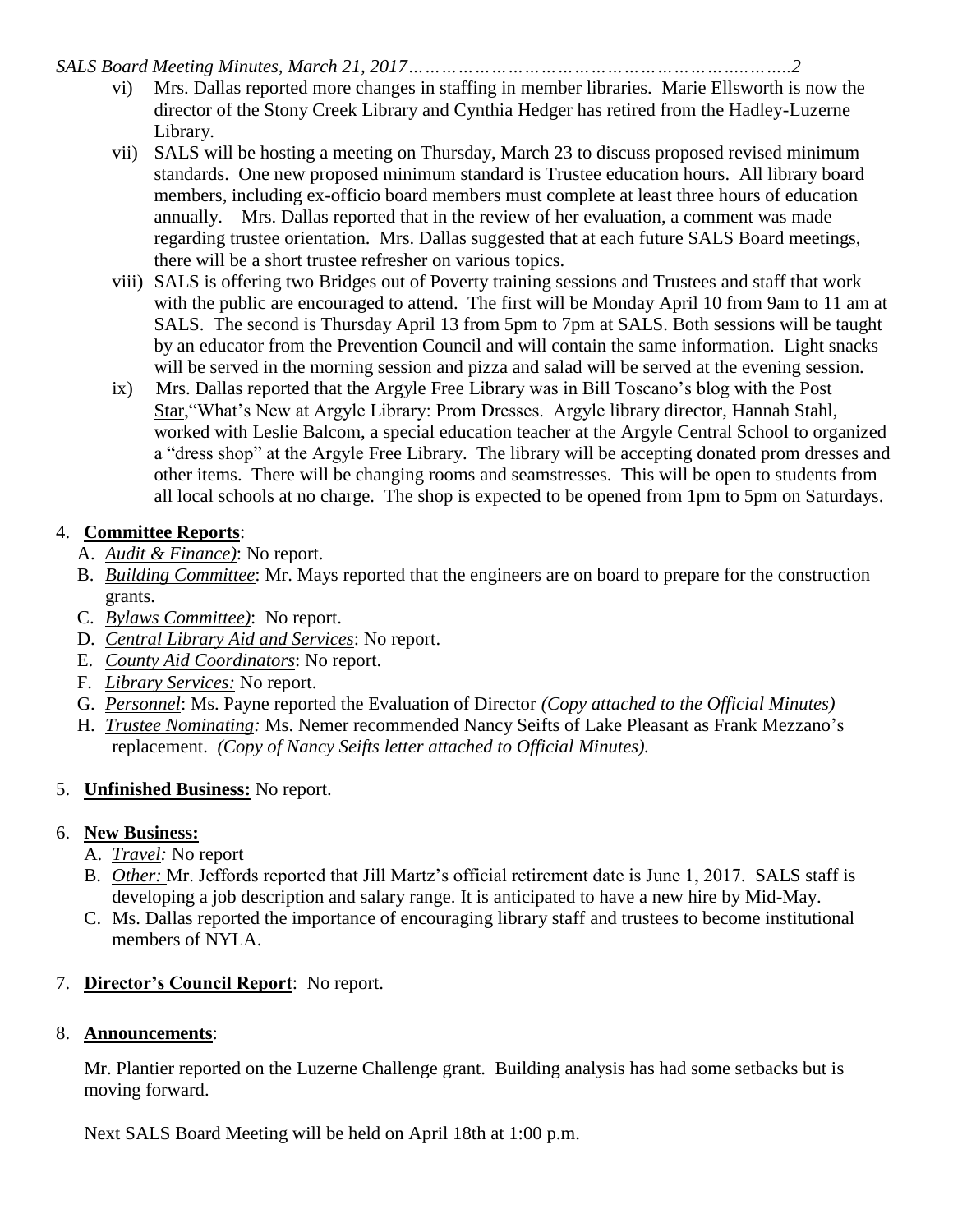vi) Mrs. Dallas reported more changes in staffing in member libraries. Marie Ellsworth is now the director of the Stony Creek Library and Cynthia Hedger has retired from the Hadley-Luzerne Library.

vii) SALS will be hosting a meeting on Thursday, March 23 to discuss proposed revised minimum standards. One new proposed minimum standard is Trustee education hours. All library board members, including ex-officio board members must complete at least three hours of education annually. Mrs. Dallas reported that in the review of her evaluation, a comment was made regarding trustee orientation. Mrs. Dallas suggested that at each future SALS Board meetings, there will be a short trustee refresher on various topics.

viii) SALS is offering two Bridges out of Poverty training sessions and Trustees and staff that work with the public are encouraged to attend. The first will be Monday April 10 from 9am to 11 am at SALS. The second is Thursday April 13 from 5pm to 7pm at SALS. Both sessions will be taught by an educator from the Prevention Council and will contain the same information. Light snacks will be served in the morning session and pizza and salad will be served at the evening session.

ix) Mrs. Dallas reported that the Argyle Free Library was in Bill Toscano's blog with the Post Star,"What's New at Argyle Library: Prom Dresses. Argyle library director, Hannah Stahl, worked with Leslie Balcom, a special education teacher at the Argyle Central School to organized a "dress shop" at the Argyle Free Library. The library will be accepting donated prom dresses and other items. There will be changing rooms and seamstresses. This will be open to students from all local schools at no charge. The shop is expected to be opened from 1pm to 5pm on Saturdays.

4. **Committee Reports**:
   A. *Audit & Finance)*: No report.
   B. *Building Committee*: Mr. Mays reported that the engineers are on board to prepare for the construction grants.
   C. *Bylaws Committee)*: No report.
   D. *Central Library Aid and Services*: No report.
   E. *County Aid Coordinators*: No report.
   F. *Library Services:* No report.
   G. *Personnel*: Ms. Payne reported the Evaluation of Director *(Copy attached to the Official Minutes)*
   H. *Trustee Nominating:* Ms. Nemer recommended Nancy Seifts of Lake Pleasant as Frank Mezzano's replacement. *(Copy of Nancy Seifts letter attached to Official Minutes).*

5. **Unfinished Business:** No report.

6. **New Business:**
   A. *Travel:* No report
   B. *Other:* Mr. Jeffords reported that Jill Martz's official retirement date is June 1, 2017. SALS staff is developing a job description and salary range. It is anticipated to have a new hire by Mid-May.
   C. Ms. Dallas reported the importance of encouraging library staff and trustees to become institutional members of NYLA.

7. **Director's Council Report**: No report.

8. **Announcements**:

   Mr. Plantier reported on the Luzerne Challenge grant. Building analysis has had some setbacks but is moving forward.

   Next SALS Board Meeting will be held on April 18th at 1:00 p.m.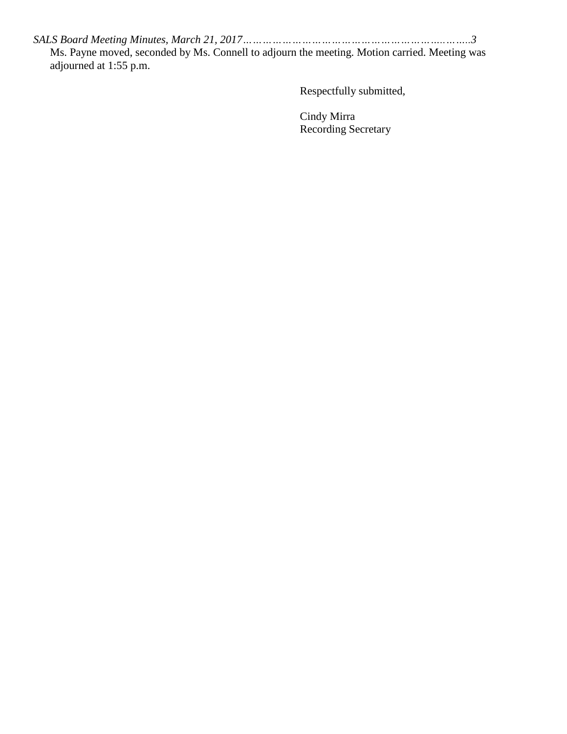Ms. Payne moved, seconded by Ms. Connell to adjourn the meeting. Motion carried. Meeting was adjourned at 1:55 p.m.

Respectfully submitted,

Cindy Mirra
Recording Secretary